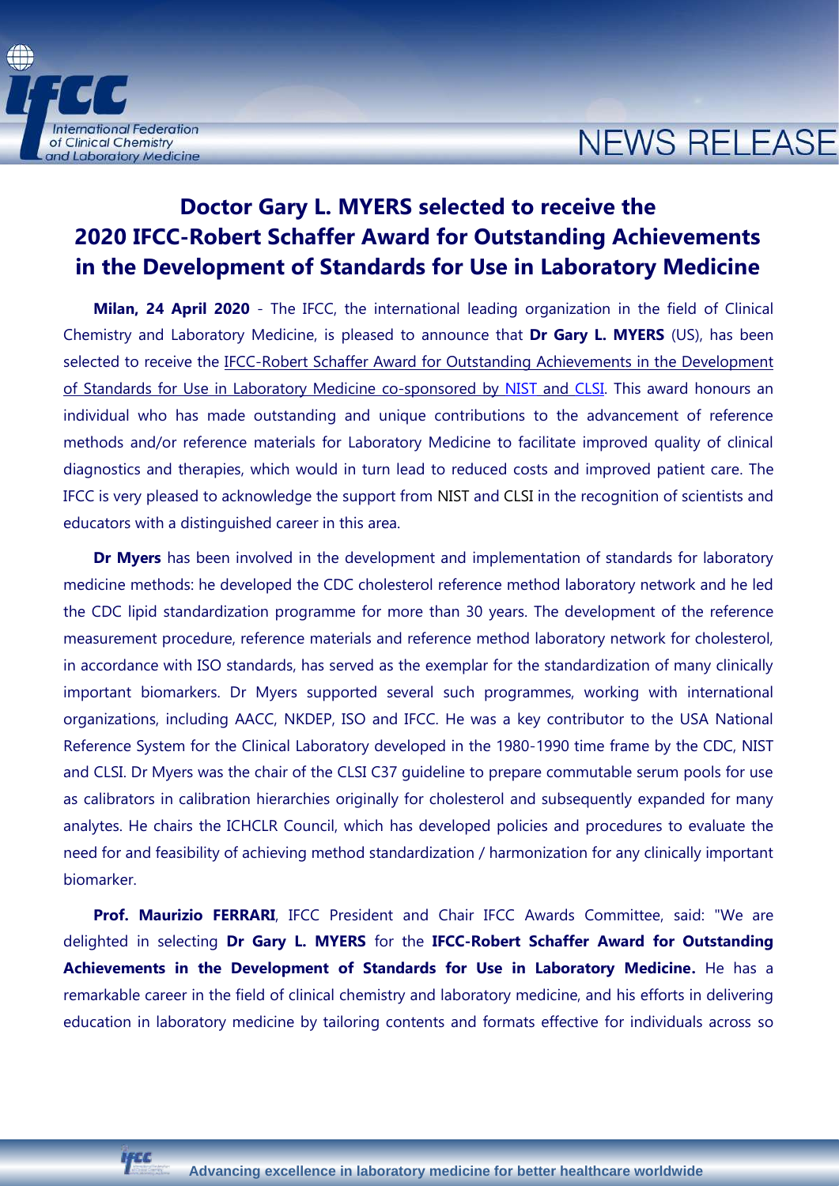# Doctor Gary L. MYERS selected to receive the 2020 IFCC-Robert Schaffer Award for Outstanding Achievements in the Development of Standards for Use in Laboratory Medicine

**Milan, 24 April 2020** - The IFCC, the international leading organization in the field of Clinical Chemistry and Laboratory Medicine, is pleased to announce that **Dr Gary L. MYERS** (US), has been selected to receive the IFCC-Robert Schaffer Award for Outstanding Achievements in the Development of Standards for Use in Laboratory Medicine co-sponsored by NIST and CLSI. This award honours an individual who has made outstanding and unique contributions to the advancement of reference methods and/or reference materials for Laboratory Medicine to facilitate improved quality of clinical diagnostics and therapies, which would in turn lead to reduced costs and improved patient care. The IFCC is very pleased to acknowledge the support from NIST and CLSI in the recognition of scientists and educators with a distinguished career in this area.

**Dr Myers** has been involved in the development and implementation of standards for laboratory medicine methods: he developed the CDC cholesterol reference method laboratory network and he led the CDC lipid standardization programme for more than 30 years. The development of the reference measurement procedure, reference materials and reference method laboratory network for cholesterol, in accordance with ISO standards, has served as the exemplar for the standardization of many clinically important biomarkers. Dr Myers supported several such programmes, working with international organizations, including AACC, NKDEP, ISO and IFCC. He was a key contributor to the USA National Reference System for the Clinical Laboratory developed in the 1980-1990 time frame by the CDC, NIST and CLSI. Dr Myers was the chair of the CLSI C37 guideline to prepare commutable serum pools for use as calibrators in calibration hierarchies originally for cholesterol and subsequently expanded for many analytes. He chairs the ICHCLR Council, which has developed policies and procedures to evaluate the need for and feasibility of achieving method standardization / harmonization for any clinically important biomarker.

**Prof. Maurizio FERRARI**, IFCC President and Chair IFCC Awards Committee, said: "We are delighted in selecting **Dr Gary L. MYERS** for the **IFCC-Robert Schaffer Award for Outstanding Achievements in the Development of Standards for Use in Laboratory Medicine.** He has a remarkable career in the field of clinical chemistry and laboratory medicine, and his efforts in delivering education in laboratory medicine by tailoring contents and formats effective for individuals across so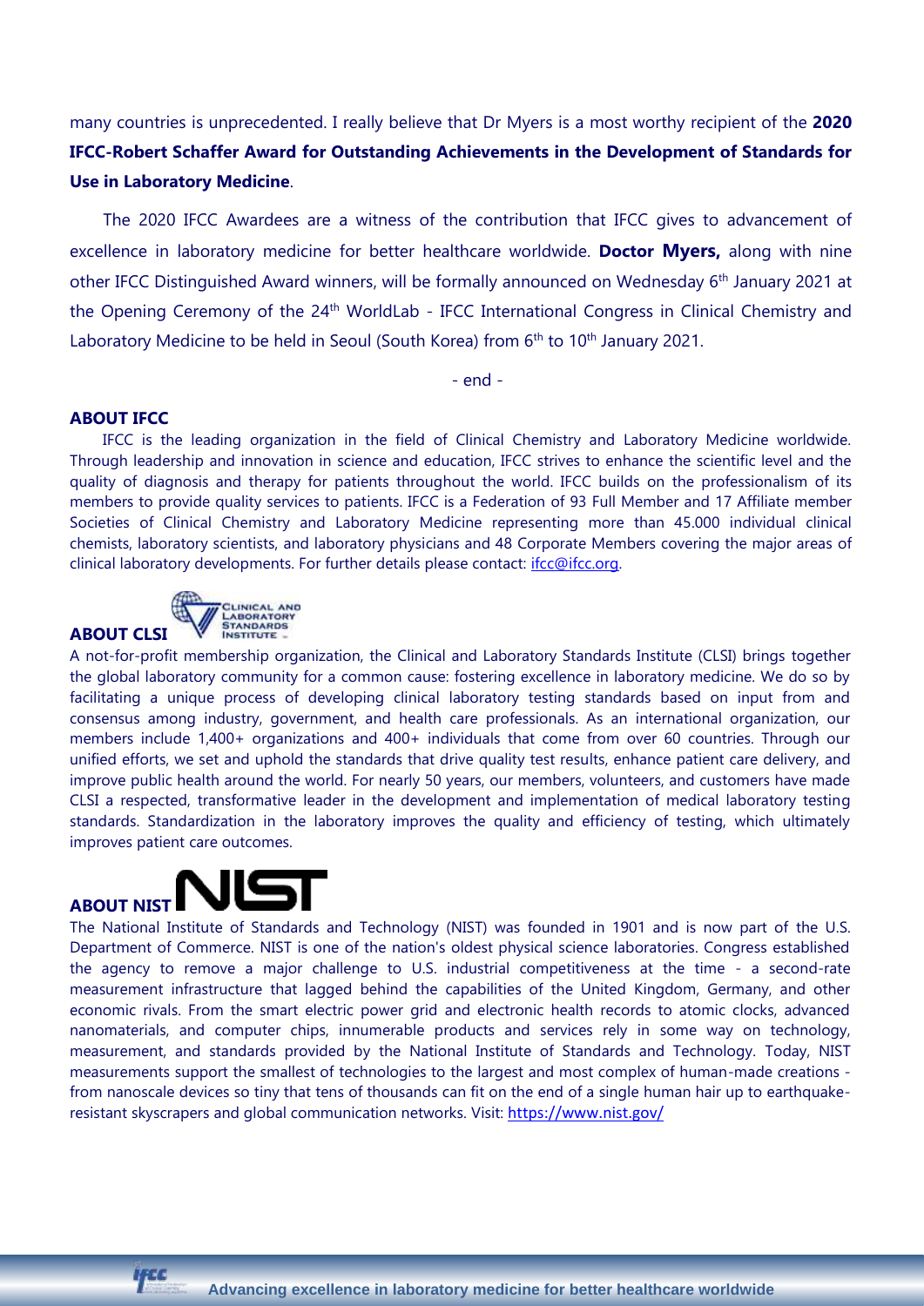many countries is unprecedented. I really believe that Dr Myers is a most worthy recipient of the **2020 IFCC-Robert Schaffer Award for Outstanding Achievements in the Development of Standards for Use in Laboratory Medicine**.

The 2020 IFCC Awardees are a witness of the contribution that IFCC gives to advancement of excellence in laboratory medicine for better healthcare worldwide. **Doctor Myers,** along with nine other IFCC Distinguished Award winners, will be formally announced on Wednesday 6th January 2021 at the Opening Ceremony of the 24th WorldLab - IFCC International Congress in Clinical Chemistry and Laboratory Medicine to be held in Seoul (South Korea) from 6th to 10th January 2021.

- end -

**ABOUT IFCC**

IFCC is the leading organization in the field of Clinical Chemistry and Laboratory Medicine worldwide. Through leadership and innovation in science and education, IFCC strives to enhance the scientific level and the quality of diagnosis and therapy for patients throughout the world. IFCC builds on the professionalism of its members to provide quality services to patients. IFCC is a Federation of 93 Full Member and 17 Affiliate member Societies of Clinical Chemistry and Laboratory Medicine representing more than 45.000 individual clinical chemists, laboratory scientists, and laboratory physicians and 48 Corporate Members covering the major areas of clinical laboratory developments. For further details please contact: ifcc@ifcc.org.

**ABOUT CLSI**

A not-for-profit membership organization, the Clinical and Laboratory Standards Institute (CLSI) brings together the global laboratory community for a common cause: fostering excellence in laboratory medicine. We do so by facilitating a unique process of developing clinical laboratory testing standards based on input from and consensus among industry, government, and health care professionals. As an international organization, our members include 1,400+ organizations and 400+ individuals that come from over 60 countries. Through our unified efforts, we set and uphold the standards that drive quality test results, enhance patient care delivery, and improve public health around the world. For nearly 50 years, our members, volunteers, and customers have made CLSI a respected, transformative leader in the development and implementation of medical laboratory testing standards. Standardization in the laboratory improves the quality and efficiency of testing, which ultimately improves patient care outcomes.

**ABOUT NIST**

The National Institute of Standards and Technology (NIST) was founded in 1901 and is now part of the U.S. Department of Commerce. NIST is one of the nation's oldest physical science laboratories. Congress established the agency to remove a major challenge to U.S. industrial competitiveness at the time - a second-rate measurement infrastructure that lagged behind the capabilities of the United Kingdom, Germany, and other economic rivals. From the smart electric power grid and electronic health records to atomic clocks, advanced nanomaterials, and computer chips, innumerable products and services rely in some way on technology, measurement, and standards provided by the National Institute of Standards and Technology. Today, NIST measurements support the smallest of technologies to the largest and most complex of human-made creations - from nanoscale devices so tiny that tens of thousands can fit on the end of a single human hair up to earthquake-resistant skyscrapers and global communication networks. Visit: https://www.nist.gov/